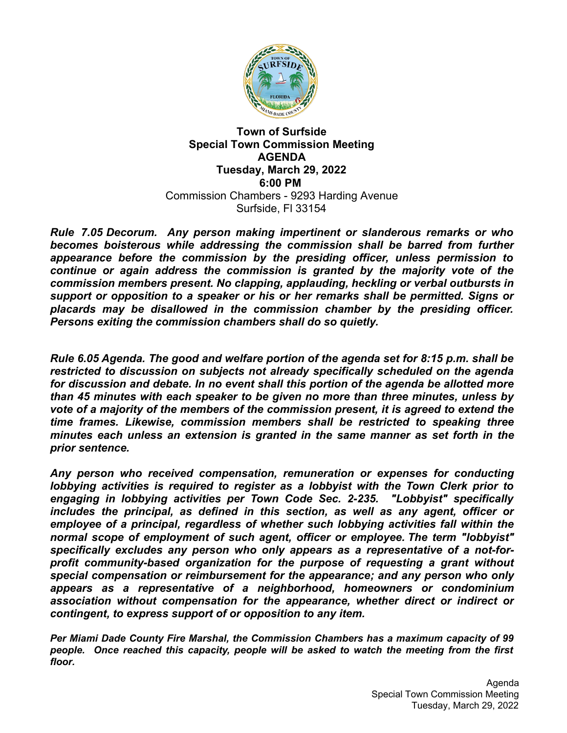# Town of Surfside
## Special Town Commission Meeting
## AGENDA
## Tuesday, March 29, 2022
## 6:00 PM

Commission Chambers - 9293 Harding Avenue
Surfside, Fl 33154

***Rule 7.05 Decorum. Any person making impertinent or slanderous remarks or who becomes boisterous while addressing the commission shall be barred from further appearance before the commission by the presiding officer, unless permission to continue or again address the commission is granted by the majority vote of the commission members present. No clapping, applauding, heckling or verbal outbursts in support or opposition to a speaker or his or her remarks shall be permitted. Signs or placards may be disallowed in the commission chamber by the presiding officer. Persons exiting the commission chambers shall do so quietly.***

***Rule 6.05 Agenda. The good and welfare portion of the agenda set for 8:15 p.m. shall be restricted to discussion on subjects not already specifically scheduled on the agenda for discussion and debate. In no event shall this portion of the agenda be allotted more than 45 minutes with each speaker to be given no more than three minutes, unless by vote of a majority of the members of the commission present, it is agreed to extend the time frames. Likewise, commission members shall be restricted to speaking three minutes each unless an extension is granted in the same manner as set forth in the prior sentence.***

***Any person who received compensation, remuneration or expenses for conducting lobbying activities is required to register as a lobbyist with the Town Clerk prior to engaging in lobbying activities per Town Code Sec. 2-235. "Lobbyist" specifically includes the principal, as defined in this section, as well as any agent, officer or employee of a principal, regardless of whether such lobbying activities fall within the normal scope of employment of such agent, officer or employee. The term "lobbyist" specifically excludes any person who only appears as a representative of a not-for-profit community-based organization for the purpose of requesting a grant without special compensation or reimbursement for the appearance; and any person who only appears as a representative of a neighborhood, homeowners or condominium association without compensation for the appearance, whether direct or indirect or contingent, to express support of or opposition to any item.***

***Per Miami Dade County Fire Marshal, the Commission Chambers has a maximum capacity of 99 people. Once reached this capacity, people will be asked to watch the meeting from the first floor.***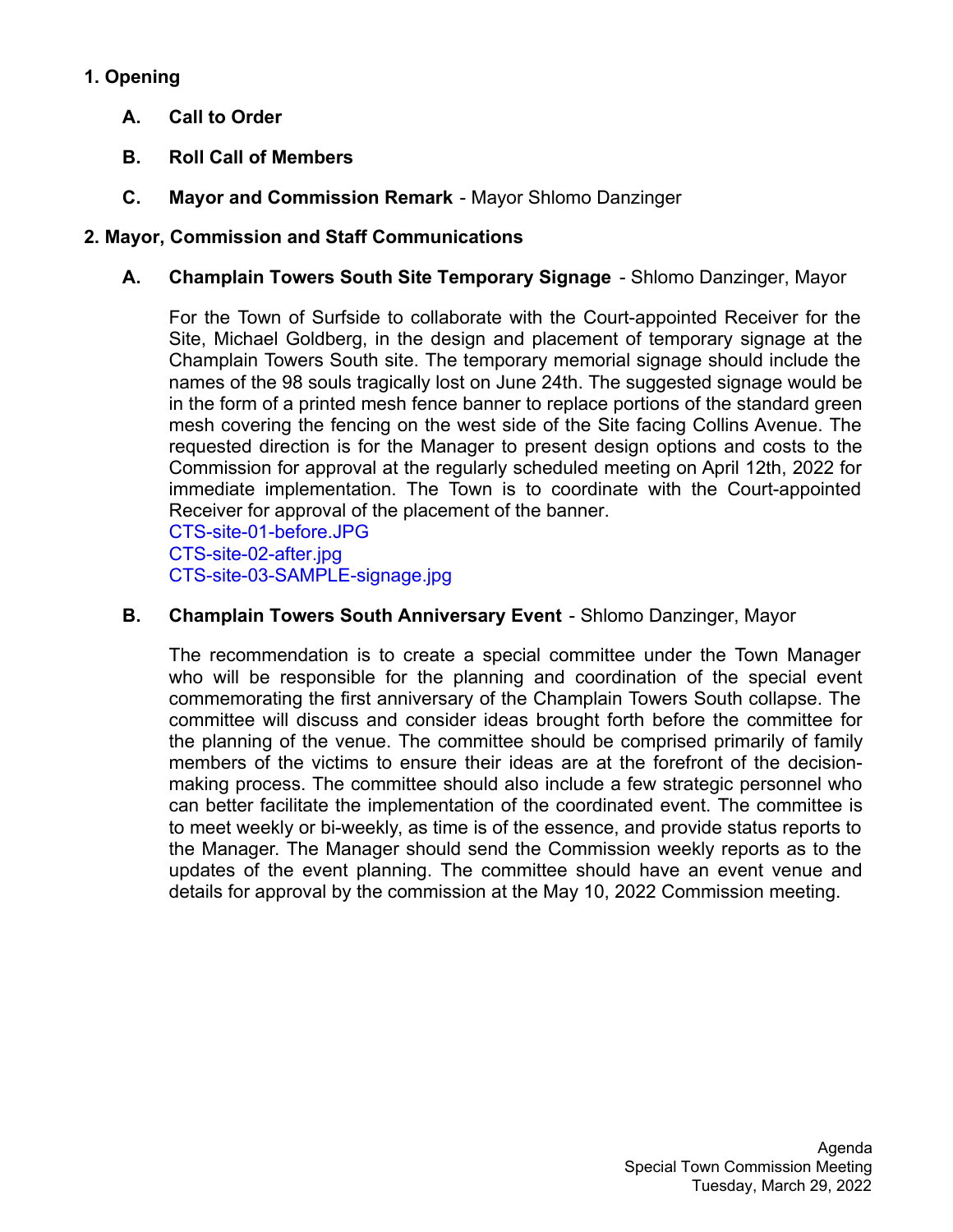## 1. Opening

### A. Call to Order

### B. Roll Call of Members

### C. Mayor and Commission Remark - Mayor Shlomo Danzinger

## 2. Mayor, Commission and Staff Communications

### A. Champlain Towers South Site Temporary Signage - Shlomo Danzinger, Mayor

For the Town of Surfside to collaborate with the Court-appointed Receiver for the Site, Michael Goldberg, in the design and placement of temporary signage at the Champlain Towers South site. The temporary memorial signage should include the names of the 98 souls tragically lost on June 24th. The suggested signage would be in the form of a printed mesh fence banner to replace portions of the standard green mesh covering the fencing on the west side of the Site facing Collins Avenue. The requested direction is for the Manager to present design options and costs to the Commission for approval at the regularly scheduled meeting on April 12th, 2022 for immediate implementation. The Town is to coordinate with the Court-appointed Receiver for approval of the placement of the banner.

CTS-site-01-before.JPG
CTS-site-02-after.jpg
CTS-site-03-SAMPLE-signage.jpg

### B. Champlain Towers South Anniversary Event - Shlomo Danzinger, Mayor

The recommendation is to create a special committee under the Town Manager who will be responsible for the planning and coordination of the special event commemorating the first anniversary of the Champlain Towers South collapse. The committee will discuss and consider ideas brought forth before the committee for the planning of the venue. The committee should be comprised primarily of family members of the victims to ensure their ideas are at the forefront of the decision-making process. The committee should also include a few strategic personnel who can better facilitate the implementation of the coordinated event. The committee is to meet weekly or bi-weekly, as time is of the essence, and provide status reports to the Manager. The Manager should send the Commission weekly reports as to the updates of the event planning. The committee should have an event venue and details for approval by the commission at the May 10, 2022 Commission meeting.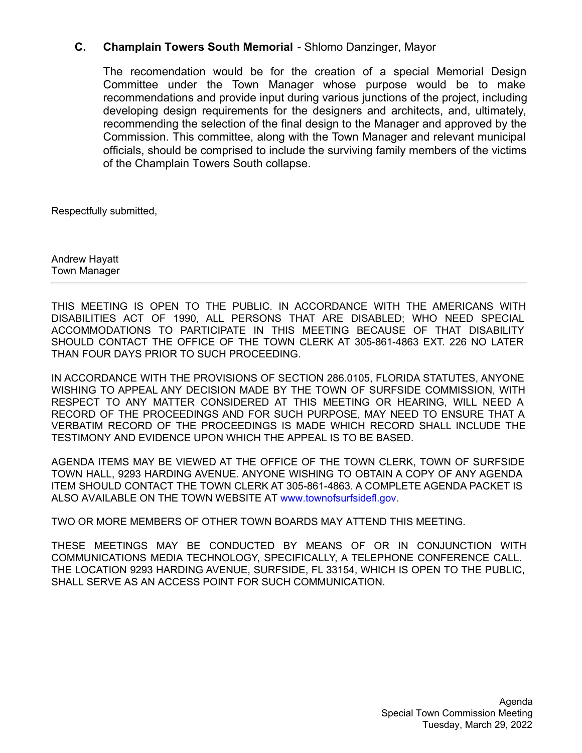**C. Champlain Towers South Memorial** - Shlomo Danzinger, Mayor

The recomendation would be for the creation of a special Memorial Design Committee under the Town Manager whose purpose would be to make recommendations and provide input during various junctions of the project, including developing design requirements for the designers and architects, and, ultimately, recommending the selection of the final design to the Manager and approved by the Commission. This committee, along with the Town Manager and relevant municipal officials, should be comprised to include the surviving family members of the victims of the Champlain Towers South collapse.

Respectfully submitted,

Andrew Hayatt
Town Manager

---

THIS MEETING IS OPEN TO THE PUBLIC. IN ACCORDANCE WITH THE AMERICANS WITH DISABILITIES ACT OF 1990, ALL PERSONS THAT ARE DISABLED; WHO NEED SPECIAL ACCOMMODATIONS TO PARTICIPATE IN THIS MEETING BECAUSE OF THAT DISABILITY SHOULD CONTACT THE OFFICE OF THE TOWN CLERK AT 305-861-4863 EXT. 226 NO LATER THAN FOUR DAYS PRIOR TO SUCH PROCEEDING.

IN ACCORDANCE WITH THE PROVISIONS OF SECTION 286.0105, FLORIDA STATUTES, ANYONE WISHING TO APPEAL ANY DECISION MADE BY THE TOWN OF SURFSIDE COMMISSION, WITH RESPECT TO ANY MATTER CONSIDERED AT THIS MEETING OR HEARING, WILL NEED A RECORD OF THE PROCEEDINGS AND FOR SUCH PURPOSE, MAY NEED TO ENSURE THAT A VERBATIM RECORD OF THE PROCEEDINGS IS MADE WHICH RECORD SHALL INCLUDE THE TESTIMONY AND EVIDENCE UPON WHICH THE APPEAL IS TO BE BASED.

AGENDA ITEMS MAY BE VIEWED AT THE OFFICE OF THE TOWN CLERK, TOWN OF SURFSIDE TOWN HALL, 9293 HARDING AVENUE. ANYONE WISHING TO OBTAIN A COPY OF ANY AGENDA ITEM SHOULD CONTACT THE TOWN CLERK AT 305-861-4863. A COMPLETE AGENDA PACKET IS ALSO AVAILABLE ON THE TOWN WEBSITE AT www.townofsurfsidefl.gov.

TWO OR MORE MEMBERS OF OTHER TOWN BOARDS MAY ATTEND THIS MEETING.

THESE MEETINGS MAY BE CONDUCTED BY MEANS OF OR IN CONJUNCTION WITH COMMUNICATIONS MEDIA TECHNOLOGY, SPECIFICALLY, A TELEPHONE CONFERENCE CALL. THE LOCATION 9293 HARDING AVENUE, SURFSIDE, FL 33154, WHICH IS OPEN TO THE PUBLIC, SHALL SERVE AS AN ACCESS POINT FOR SUCH COMMUNICATION.